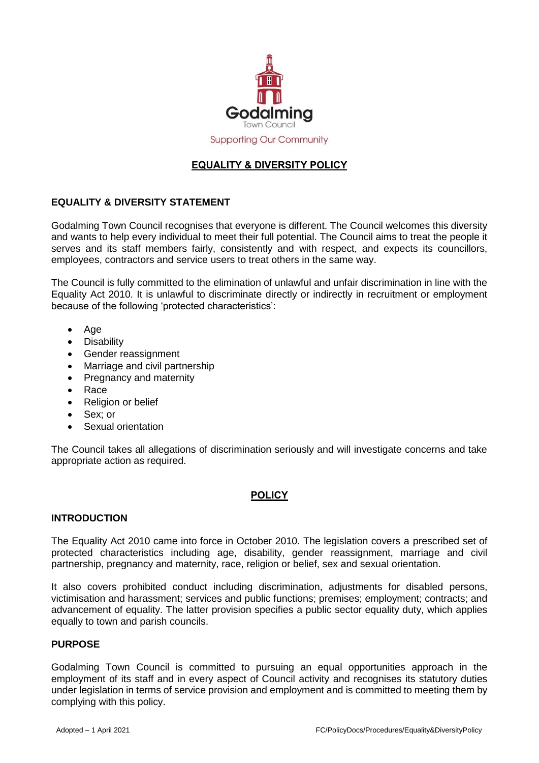Godalming Town Council

Supporting Our Community

# EQUALITY & DIVERSITY POLICY

## EQUALITY & DIVERSITY STATEMENT

Godalming Town Council recognises that everyone is different. The Council welcomes this diversity and wants to help every individual to meet their full potential. The Council aims to treat the people it serves and its staff members fairly, consistently and with respect, and expects its councillors, employees, contractors and service users to treat others in the same way.

The Council is fully committed to the elimination of unlawful and unfair discrimination in line with the Equality Act 2010. It is unlawful to discriminate directly or indirectly in recruitment or employment because of the following 'protected characteristics':

- Age
- Disability
- Gender reassignment
- Marriage and civil partnership
- Pregnancy and maternity
- Race
- Religion or belief
- Sex; or
- Sexual orientation

The Council takes all allegations of discrimination seriously and will investigate concerns and take appropriate action as required.

# POLICY

## INTRODUCTION

The Equality Act 2010 came into force in October 2010. The legislation covers a prescribed set of protected characteristics including age, disability, gender reassignment, marriage and civil partnership, pregnancy and maternity, race, religion or belief, sex and sexual orientation.

It also covers prohibited conduct including discrimination, adjustments for disabled persons, victimisation and harassment; services and public functions; premises; employment; contracts; and advancement of equality. The latter provision specifies a public sector equality duty, which applies equally to town and parish councils.

## PURPOSE

Godalming Town Council is committed to pursuing an equal opportunities approach in the employment of its staff and in every aspect of Council activity and recognises its statutory duties under legislation in terms of service provision and employment and is committed to meeting them by complying with this policy.

Adopted – 1 April 2021 FC/PolicyDocs/Procedures/Equality&DiversityPolicy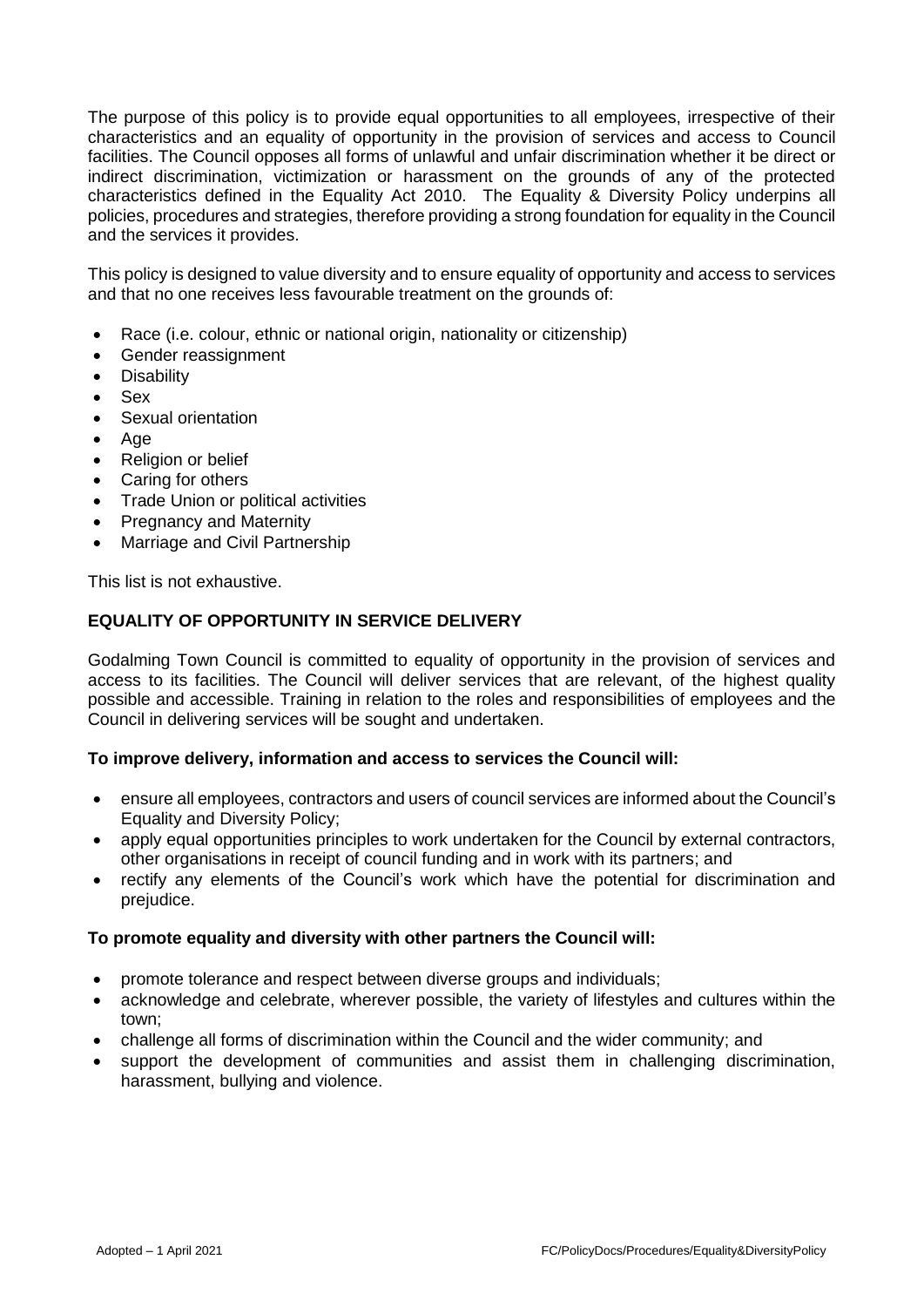The purpose of this policy is to provide equal opportunities to all employees, irrespective of their characteristics and an equality of opportunity in the provision of services and access to Council facilities. The Council opposes all forms of unlawful and unfair discrimination whether it be direct or indirect discrimination, victimization or harassment on the grounds of any of the protected characteristics defined in the Equality Act 2010. The Equality & Diversity Policy underpins all policies, procedures and strategies, therefore providing a strong foundation for equality in the Council and the services it provides.

This policy is designed to value diversity and to ensure equality of opportunity and access to services and that no one receives less favourable treatment on the grounds of:

- Race (i.e. colour, ethnic or national origin, nationality or citizenship)
- Gender reassignment
- Disability
- Sex
- Sexual orientation
- Age
- Religion or belief
- Caring for others
- Trade Union or political activities
- Pregnancy and Maternity
- Marriage and Civil Partnership

This list is not exhaustive.

## EQUALITY OF OPPORTUNITY IN SERVICE DELIVERY

Godalming Town Council is committed to equality of opportunity in the provision of services and access to its facilities. The Council will deliver services that are relevant, of the highest quality possible and accessible. Training in relation to the roles and responsibilities of employees and the Council in delivering services will be sought and undertaken.

**To improve delivery, information and access to services the Council will:**

- ensure all employees, contractors and users of council services are informed about the Council's Equality and Diversity Policy;
- apply equal opportunities principles to work undertaken for the Council by external contractors, other organisations in receipt of council funding and in work with its partners; and
- rectify any elements of the Council's work which have the potential for discrimination and prejudice.

**To promote equality and diversity with other partners the Council will:**

- promote tolerance and respect between diverse groups and individuals;
- acknowledge and celebrate, wherever possible, the variety of lifestyles and cultures within the town;
- challenge all forms of discrimination within the Council and the wider community; and
- support the development of communities and assist them in challenging discrimination, harassment, bullying and violence.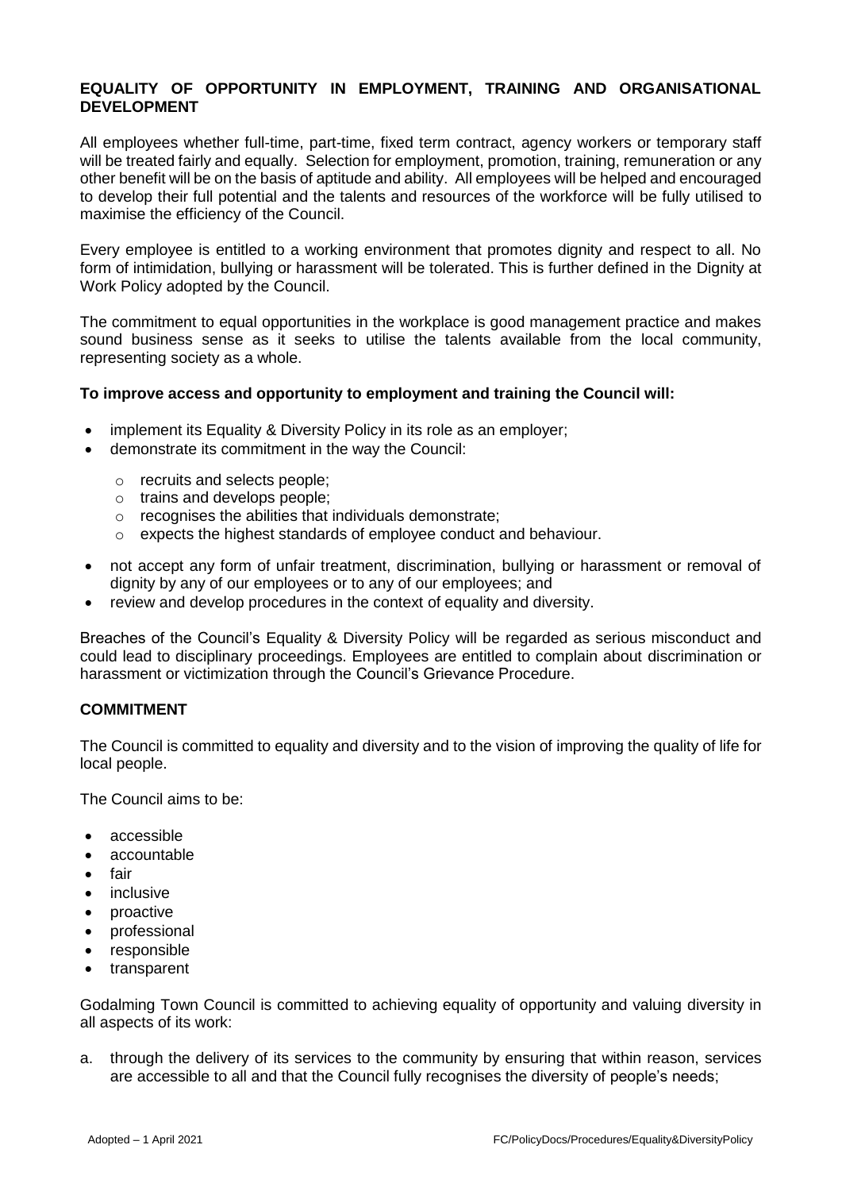**EQUALITY OF OPPORTUNITY IN EMPLOYMENT, TRAINING AND ORGANISATIONAL DEVELOPMENT**

All employees whether full-time, part-time, fixed term contract, agency workers or temporary staff will be treated fairly and equally. Selection for employment, promotion, training, remuneration or any other benefit will be on the basis of aptitude and ability. All employees will be helped and encouraged to develop their full potential and the talents and resources of the workforce will be fully utilised to maximise the efficiency of the Council.

Every employee is entitled to a working environment that promotes dignity and respect to all. No form of intimidation, bullying or harassment will be tolerated. This is further defined in the Dignity at Work Policy adopted by the Council.

The commitment to equal opportunities in the workplace is good management practice and makes sound business sense as it seeks to utilise the talents available from the local community, representing society as a whole.

**To improve access and opportunity to employment and training the Council will:**

- implement its Equality & Diversity Policy in its role as an employer;
- demonstrate its commitment in the way the Council:
  - recruits and selects people;
  - trains and develops people;
  - recognises the abilities that individuals demonstrate;
  - expects the highest standards of employee conduct and behaviour.
- not accept any form of unfair treatment, discrimination, bullying or harassment or removal of dignity by any of our employees or to any of our employees; and
- review and develop procedures in the context of equality and diversity.

Breaches of the Council's Equality & Diversity Policy will be regarded as serious misconduct and could lead to disciplinary proceedings. Employees are entitled to complain about discrimination or harassment or victimization through the Council's Grievance Procedure.

**COMMITMENT**

The Council is committed to equality and diversity and to the vision of improving the quality of life for local people.

The Council aims to be:

- accessible
- accountable
- fair
- inclusive
- proactive
- professional
- responsible
- transparent

Godalming Town Council is committed to achieving equality of opportunity and valuing diversity in all aspects of its work:

a. through the delivery of its services to the community by ensuring that within reason, services are accessible to all and that the Council fully recognises the diversity of people's needs;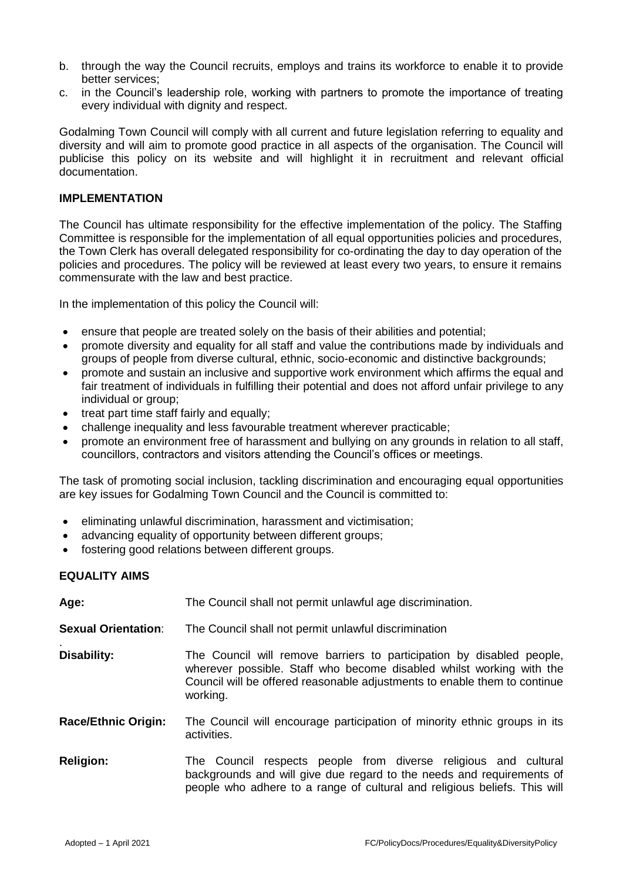b. through the way the Council recruits, employs and trains its workforce to enable it to provide better services;
c. in the Council's leadership role, working with partners to promote the importance of treating every individual with dignity and respect.

Godalming Town Council will comply with all current and future legislation referring to equality and diversity and will aim to promote good practice in all aspects of the organisation. The Council will publicise this policy on its website and will highlight it in recruitment and relevant official documentation.

**IMPLEMENTATION**

The Council has ultimate responsibility for the effective implementation of the policy. The Staffing Committee is responsible for the implementation of all equal opportunities policies and procedures, the Town Clerk has overall delegated responsibility for co-ordinating the day to day operation of the policies and procedures. The policy will be reviewed at least every two years, to ensure it remains commensurate with the law and best practice.

In the implementation of this policy the Council will:

- ensure that people are treated solely on the basis of their abilities and potential;
- promote diversity and equality for all staff and value the contributions made by individuals and groups of people from diverse cultural, ethnic, socio-economic and distinctive backgrounds;
- promote and sustain an inclusive and supportive work environment which affirms the equal and fair treatment of individuals in fulfilling their potential and does not afford unfair privilege to any individual or group;
- treat part time staff fairly and equally;
- challenge inequality and less favourable treatment wherever practicable;
- promote an environment free of harassment and bullying on any grounds in relation to all staff, councillors, contractors and visitors attending the Council's offices or meetings.

The task of promoting social inclusion, tackling discrimination and encouraging equal opportunities are key issues for Godalming Town Council and the Council is committed to:

- eliminating unlawful discrimination, harassment and victimisation;
- advancing equality of opportunity between different groups;
- fostering good relations between different groups.

**EQUALITY AIMS**

| | |
|---|---|
| **Age:** | The Council shall not permit unlawful age discrimination. |
| **Sexual Orientation**: | The Council shall not permit unlawful discrimination |
| **Disability:** | The Council will remove barriers to participation by disabled people, wherever possible. Staff who become disabled whilst working with the Council will be offered reasonable adjustments to enable them to continue working. |
| **Race/Ethnic Origin:** | The Council will encourage participation of minority ethnic groups in its activities. |
| **Religion:** | The Council respects people from diverse religious and cultural backgrounds and will give due regard to the needs and requirements of people who adhere to a range of cultural and religious beliefs. This will |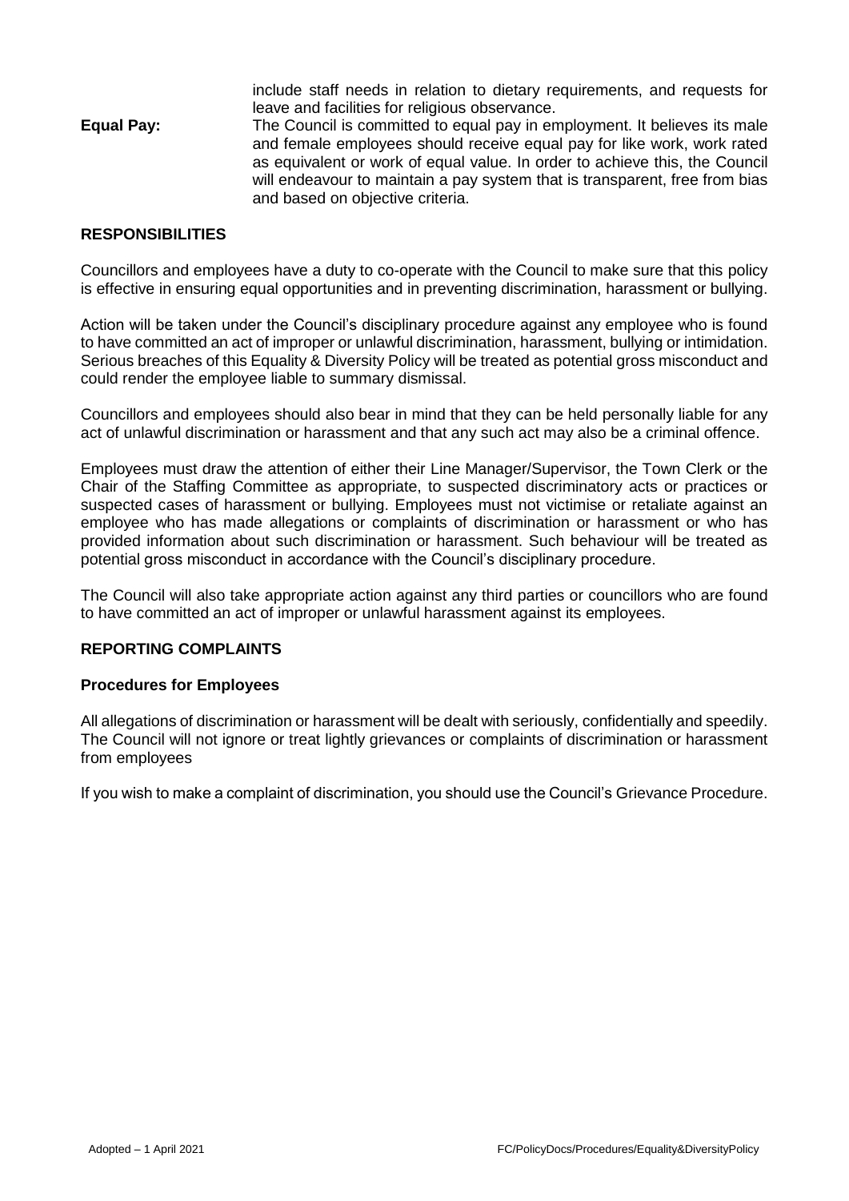include staff needs in relation to dietary requirements, and requests for leave and facilities for religious observance.

**Equal Pay:** The Council is committed to equal pay in employment. It believes its male and female employees should receive equal pay for like work, work rated as equivalent or work of equal value. In order to achieve this, the Council will endeavour to maintain a pay system that is transparent, free from bias and based on objective criteria.

## RESPONSIBILITIES

Councillors and employees have a duty to co-operate with the Council to make sure that this policy is effective in ensuring equal opportunities and in preventing discrimination, harassment or bullying.

Action will be taken under the Council's disciplinary procedure against any employee who is found to have committed an act of improper or unlawful discrimination, harassment, bullying or intimidation. Serious breaches of this Equality & Diversity Policy will be treated as potential gross misconduct and could render the employee liable to summary dismissal.

Councillors and employees should also bear in mind that they can be held personally liable for any act of unlawful discrimination or harassment and that any such act may also be a criminal offence.

Employees must draw the attention of either their Line Manager/Supervisor, the Town Clerk or the Chair of the Staffing Committee as appropriate, to suspected discriminatory acts or practices or suspected cases of harassment or bullying. Employees must not victimise or retaliate against an employee who has made allegations or complaints of discrimination or harassment or who has provided information about such discrimination or harassment. Such behaviour will be treated as potential gross misconduct in accordance with the Council's disciplinary procedure.

The Council will also take appropriate action against any third parties or councillors who are found to have committed an act of improper or unlawful harassment against its employees.

## REPORTING COMPLAINTS

### Procedures for Employees

All allegations of discrimination or harassment will be dealt with seriously, confidentially and speedily. The Council will not ignore or treat lightly grievances or complaints of discrimination or harassment from employees

If you wish to make a complaint of discrimination, you should use the Council's Grievance Procedure.